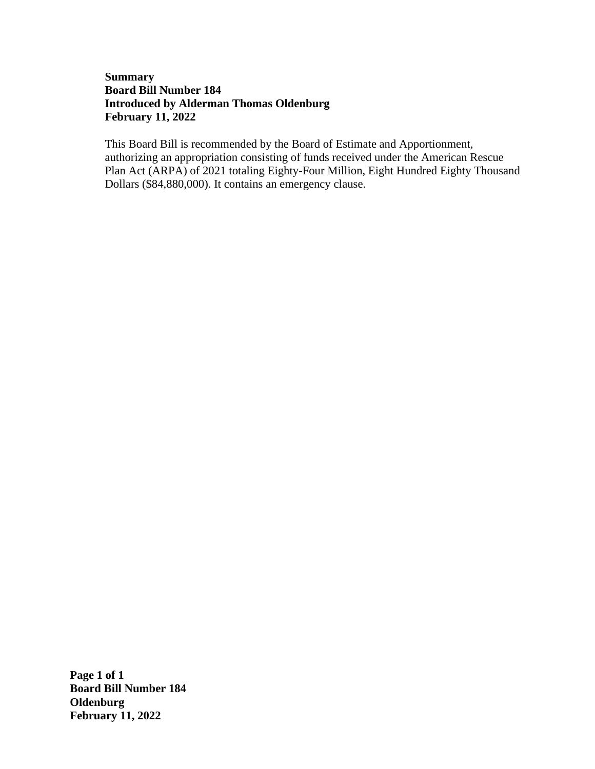**Summary**
**Board Bill Number 184**
**Introduced by Alderman Thomas Oldenburg**
**February 11, 2022**

This Board Bill is recommended by the Board of Estimate and Apportionment, authorizing an appropriation consisting of funds received under the American Rescue Plan Act (ARPA) of 2021 totaling Eighty-Four Million, Eight Hundred Eighty Thousand Dollars ($84,880,000). It contains an emergency clause.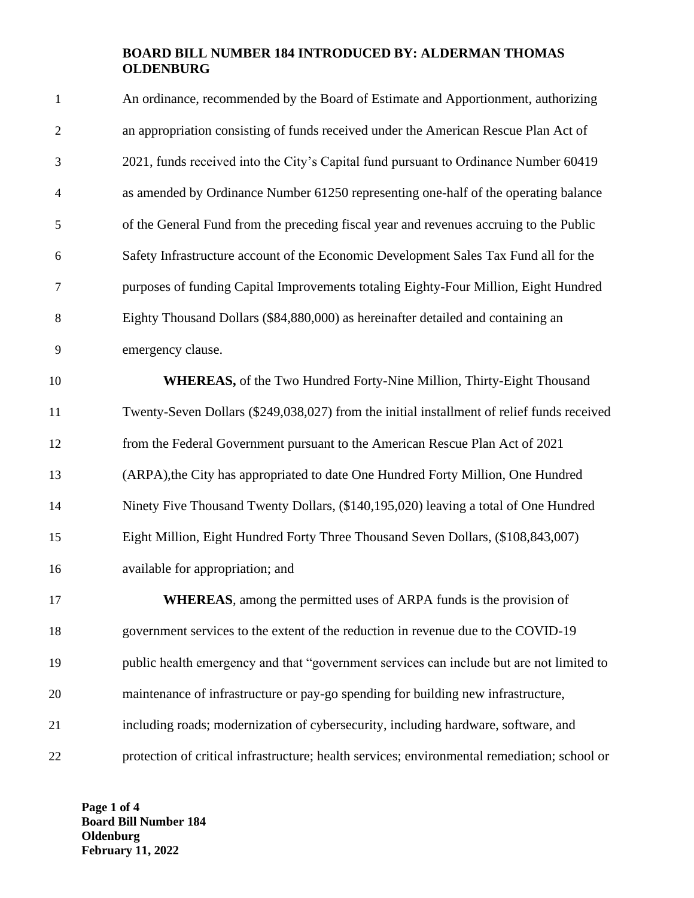**BOARD BILL NUMBER 184 INTRODUCED BY: ALDERMAN THOMAS OLDENBURG**

An ordinance, recommended by the Board of Estimate and Apportionment, authorizing an appropriation consisting of funds received under the American Rescue Plan Act of 2021, funds received into the City's Capital fund pursuant to Ordinance Number 60419 as amended by Ordinance Number 61250 representing one-half of the operating balance of the General Fund from the preceding fiscal year and revenues accruing to the Public Safety Infrastructure account of the Economic Development Sales Tax Fund all for the purposes of funding Capital Improvements totaling Eighty-Four Million, Eight Hundred Eighty Thousand Dollars ($84,880,000) as hereinafter detailed and containing an emergency clause.

**WHEREAS,** of the Two Hundred Forty-Nine Million, Thirty-Eight Thousand Twenty-Seven Dollars ($249,038,027) from the initial installment of relief funds received from the Federal Government pursuant to the American Rescue Plan Act of 2021 (ARPA),the City has appropriated to date One Hundred Forty Million, One Hundred Ninety Five Thousand Twenty Dollars, ($140,195,020) leaving a total of One Hundred Eight Million, Eight Hundred Forty Three Thousand Seven Dollars, ($108,843,007) available for appropriation; and

**WHEREAS**, among the permitted uses of ARPA funds is the provision of government services to the extent of the reduction in revenue due to the COVID-19 public health emergency and that "government services can include but are not limited to maintenance of infrastructure or pay-go spending for building new infrastructure, including roads; modernization of cybersecurity, including hardware, software, and protection of critical infrastructure; health services; environmental remediation; school or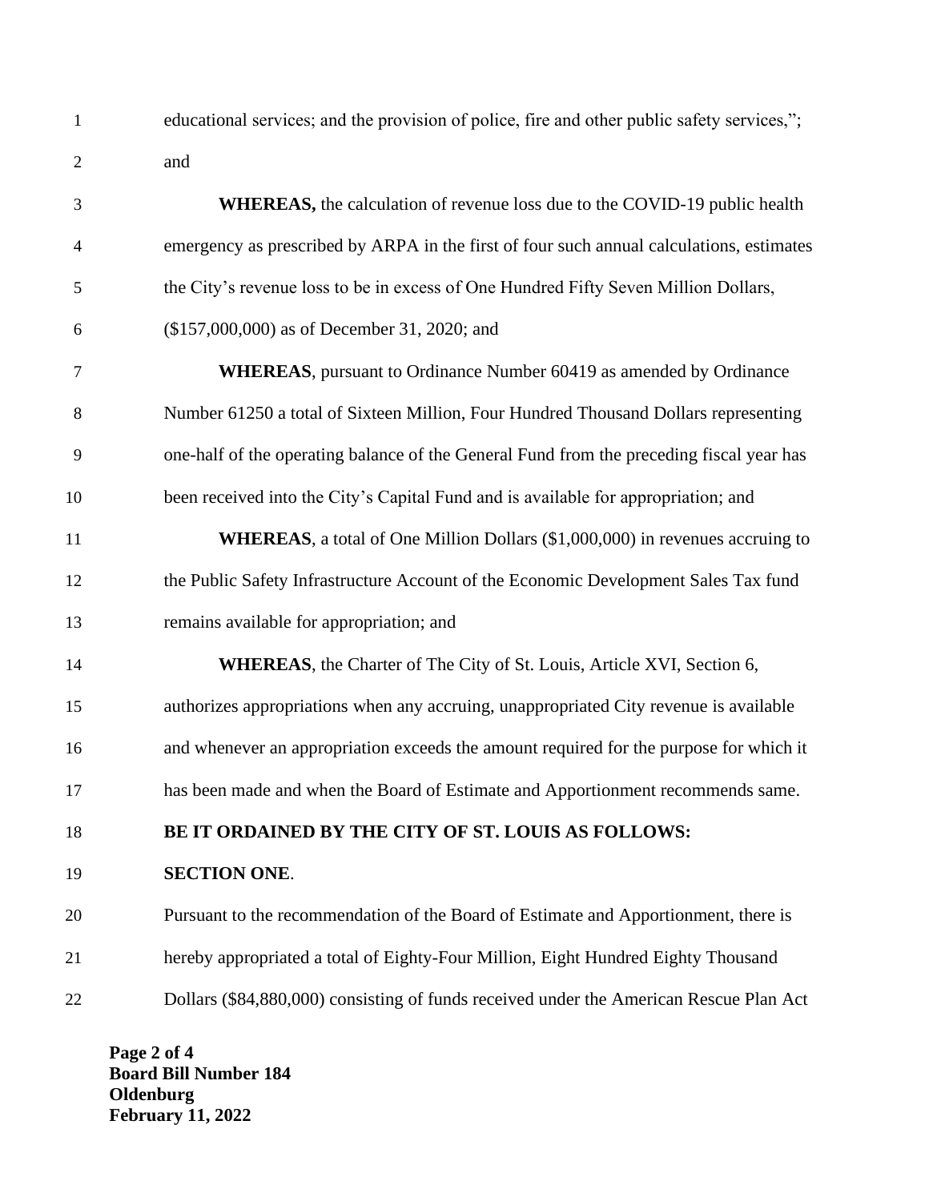educational services; and the provision of police, fire and other public safety services,"; and

**WHEREAS,** the calculation of revenue loss due to the COVID-19 public health emergency as prescribed by ARPA in the first of four such annual calculations, estimates the City's revenue loss to be in excess of One Hundred Fifty Seven Million Dollars, ($157,000,000) as of December 31, 2020; and

**WHEREAS**, pursuant to Ordinance Number 60419 as amended by Ordinance Number 61250 a total of Sixteen Million, Four Hundred Thousand Dollars representing one-half of the operating balance of the General Fund from the preceding fiscal year has been received into the City's Capital Fund and is available for appropriation; and

**WHEREAS**, a total of One Million Dollars ($1,000,000) in revenues accruing to the Public Safety Infrastructure Account of the Economic Development Sales Tax fund remains available for appropriation; and

**WHEREAS**, the Charter of The City of St. Louis, Article XVI, Section 6, authorizes appropriations when any accruing, unappropriated City revenue is available and whenever an appropriation exceeds the amount required for the purpose for which it has been made and when the Board of Estimate and Apportionment recommends same.

**BE IT ORDAINED BY THE CITY OF ST. LOUIS AS FOLLOWS:**

**SECTION ONE**.

Pursuant to the recommendation of the Board of Estimate and Apportionment, there is hereby appropriated a total of Eighty-Four Million, Eight Hundred Eighty Thousand Dollars ($84,880,000) consisting of funds received under the American Rescue Plan Act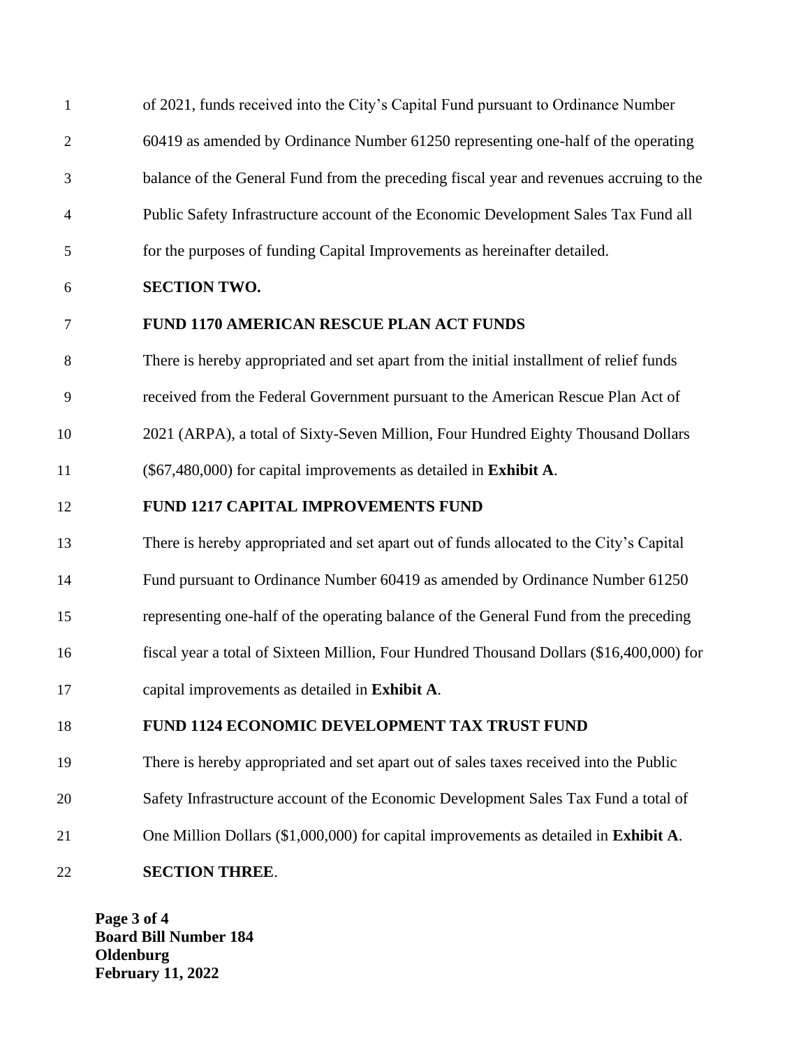of 2021, funds received into the City's Capital Fund pursuant to Ordinance Number 60419 as amended by Ordinance Number 61250 representing one-half of the operating balance of the General Fund from the preceding fiscal year and revenues accruing to the Public Safety Infrastructure account of the Economic Development Sales Tax Fund all for the purposes of funding Capital Improvements as hereinafter detailed.

**SECTION TWO.**

**FUND 1170 AMERICAN RESCUE PLAN ACT FUNDS**

There is hereby appropriated and set apart from the initial installment of relief funds received from the Federal Government pursuant to the American Rescue Plan Act of 2021 (ARPA), a total of Sixty-Seven Million, Four Hundred Eighty Thousand Dollars ($67,480,000) for capital improvements as detailed in **Exhibit A**.

**FUND 1217 CAPITAL IMPROVEMENTS FUND**

There is hereby appropriated and set apart out of funds allocated to the City's Capital Fund pursuant to Ordinance Number 60419 as amended by Ordinance Number 61250 representing one-half of the operating balance of the General Fund from the preceding fiscal year a total of Sixteen Million, Four Hundred Thousand Dollars ($16,400,000) for capital improvements as detailed in **Exhibit A**.

**FUND 1124 ECONOMIC DEVELOPMENT TAX TRUST FUND**

There is hereby appropriated and set apart out of sales taxes received into the Public Safety Infrastructure account of the Economic Development Sales Tax Fund a total of One Million Dollars ($1,000,000) for capital improvements as detailed in **Exhibit A**.

**SECTION THREE**.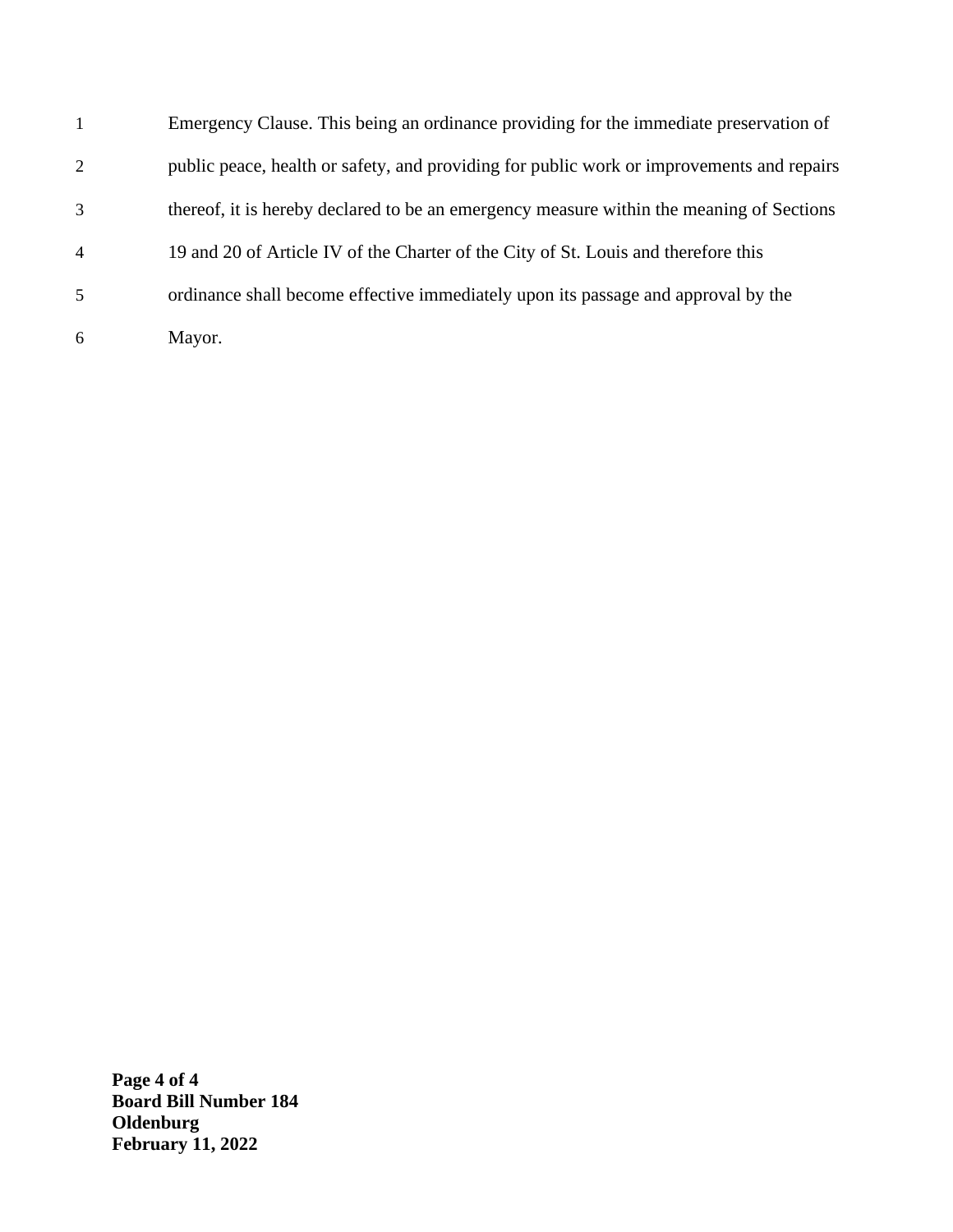Emergency Clause. This being an ordinance providing for the immediate preservation of public peace, health or safety, and providing for public work or improvements and repairs thereof, it is hereby declared to be an emergency measure within the meaning of Sections 19 and 20 of Article IV of the Charter of the City of St. Louis and therefore this ordinance shall become effective immediately upon its passage and approval by the Mayor.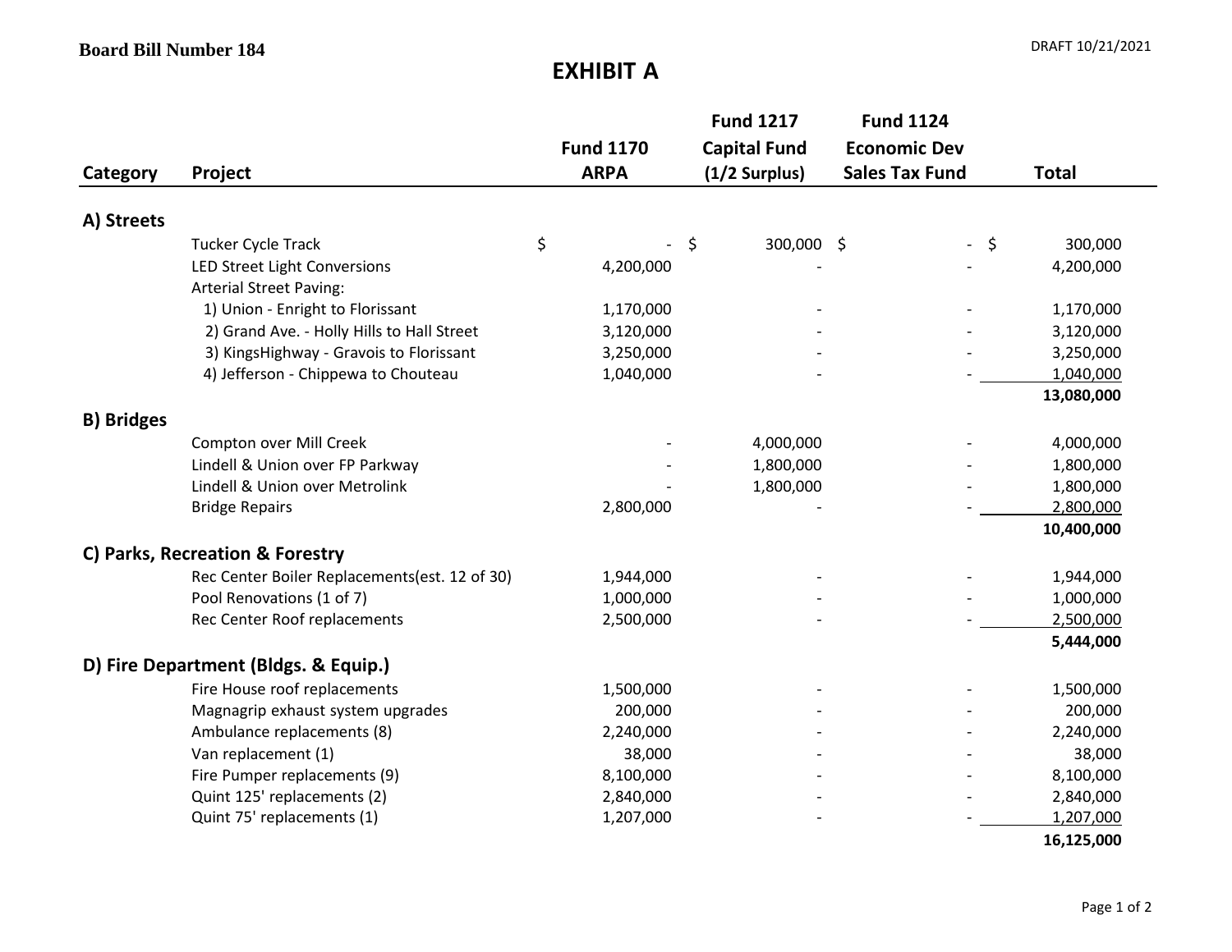**Board Bill Number 184**

DRAFT 10/21/2021

# EXHIBIT A

| Category | Project | Fund 1170 ARPA | Fund 1217 Capital Fund (1/2 Surplus) | Fund 1124 Economic Dev Sales Tax Fund | Total |
|---|---|---|---|---|---|
| **A) Streets** | | | | | |
| | Tucker Cycle Track | $ - | $ 300,000 | $ - | $ 300,000 |
| | LED Street Light Conversions | 4,200,000 | - | - | 4,200,000 |
| | Arterial Street Paving: | | | | |
| | 1) Union - Enright to Florissant | 1,170,000 | - | - | 1,170,000 |
| | 2) Grand Ave. - Holly Hills to Hall Street | 3,120,000 | - | - | 3,120,000 |
| | 3) KingsHighway - Gravois to Florissant | 3,250,000 | - | - | 3,250,000 |
| | 4) Jefferson - Chippewa to Chouteau | 1,040,000 | - | - | 1,040,000 |
| | | | | | **13,080,000** |
| **B) Bridges** | | | | | |
| | Compton over Mill Creek | - | 4,000,000 | - | 4,000,000 |
| | Lindell & Union over FP Parkway | - | 1,800,000 | - | 1,800,000 |
| | Lindell & Union over Metrolink | - | 1,800,000 | - | 1,800,000 |
| | Bridge Repairs | 2,800,000 | - | - | 2,800,000 |
| | | | | | **10,400,000** |
| **C) Parks, Recreation & Forestry** | | | | | |
| | Rec Center Boiler Replacements(est. 12 of 30) | 1,944,000 | - | - | 1,944,000 |
| | Pool Renovations (1 of 7) | 1,000,000 | - | - | 1,000,000 |
| | Rec Center Roof replacements | 2,500,000 | - | - | 2,500,000 |
| | | | | | **5,444,000** |
| **D) Fire Department (Bldgs. & Equip.)** | | | | | |
| | Fire House roof replacements | 1,500,000 | - | - | 1,500,000 |
| | Magnagrip exhaust system upgrades | 200,000 | - | - | 200,000 |
| | Ambulance replacements (8) | 2,240,000 | - | - | 2,240,000 |
| | Van replacement (1) | 38,000 | - | - | 38,000 |
| | Fire Pumper replacements (9) | 8,100,000 | - | - | 8,100,000 |
| | Quint 125' replacements (2) | 2,840,000 | - | - | 2,840,000 |
| | Quint 75' replacements (1) | 1,207,000 | - | - | 1,207,000 |
| | | | | | **16,125,000** |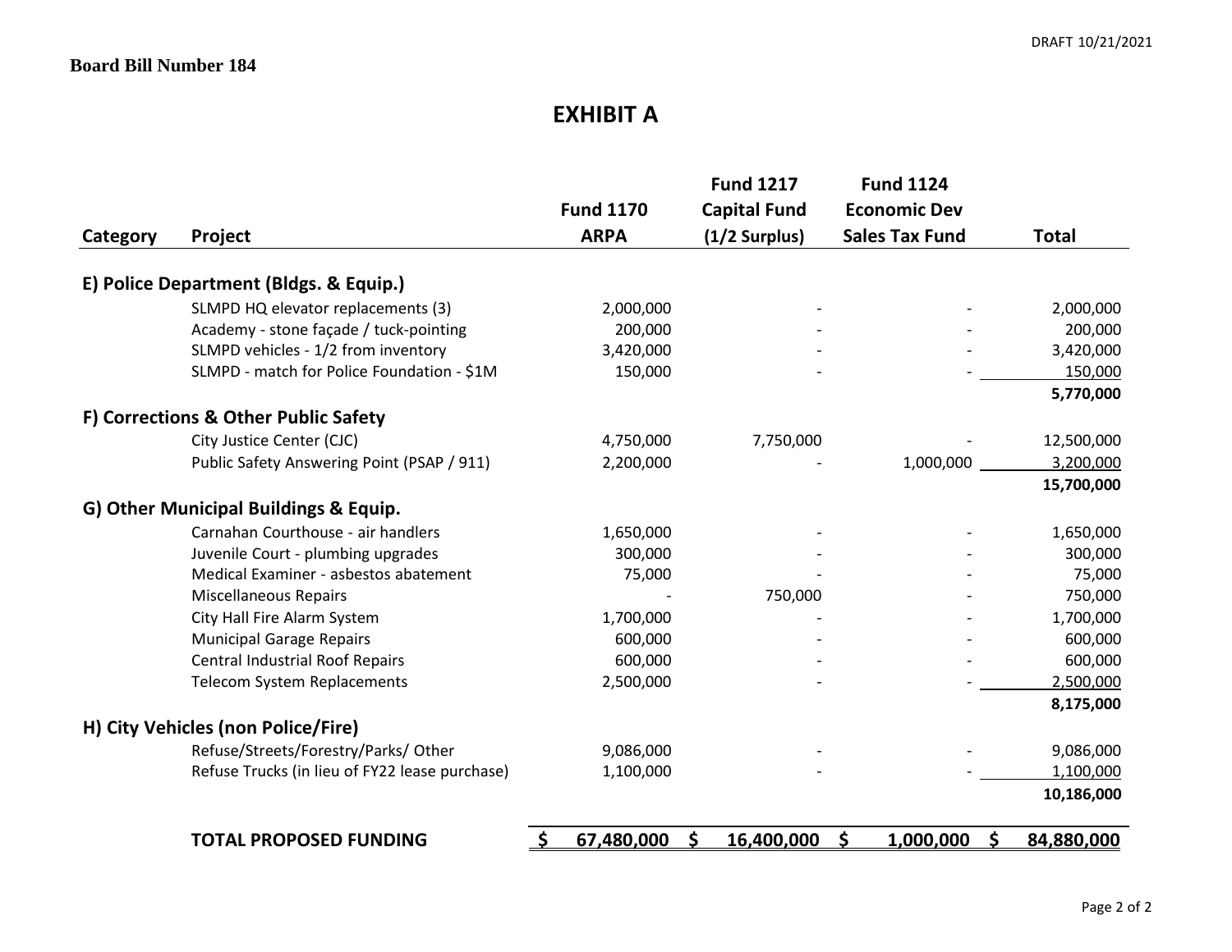**Board Bill Number 184**

DRAFT 10/21/2021

# EXHIBIT A

| Category | Project | Fund 1170 ARPA | Fund 1217 Capital Fund (1/2 Surplus) | Fund 1124 Economic Dev Sales Tax Fund | Total |
|---|---|---|---|---|---|
| **E) Police Department (Bldgs. & Equip.)** | | | | | |
| | SLMPD HQ elevator replacements (3) | 2,000,000 | - | - | 2,000,000 |
| | Academy - stone façade / tuck-pointing | 200,000 | - | - | 200,000 |
| | SLMPD vehicles - 1/2 from inventory | 3,420,000 | - | - | 3,420,000 |
| | SLMPD - match for Police Foundation - $1M | 150,000 | - | - | 150,000 |
| | | | | | **5,770,000** |
| **F) Corrections & Other Public Safety** | | | | | |
| | City Justice Center (CJC) | 4,750,000 | 7,750,000 | - | 12,500,000 |
| | Public Safety Answering Point (PSAP / 911) | 2,200,000 | - | 1,000,000 | 3,200,000 |
| | | | | | **15,700,000** |
| **G) Other Municipal Buildings & Equip.** | | | | | |
| | Carnahan Courthouse - air handlers | 1,650,000 | - | - | 1,650,000 |
| | Juvenile Court - plumbing upgrades | 300,000 | - | - | 300,000 |
| | Medical Examiner - asbestos abatement | 75,000 | - | - | 75,000 |
| | Miscellaneous Repairs | - | 750,000 | - | 750,000 |
| | City Hall Fire Alarm System | 1,700,000 | - | - | 1,700,000 |
| | Municipal Garage Repairs | 600,000 | - | - | 600,000 |
| | Central Industrial Roof Repairs | 600,000 | - | - | 600,000 |
| | Telecom System Replacements | 2,500,000 | - | - | 2,500,000 |
| | | | | | **8,175,000** |
| **H) City Vehicles (non Police/Fire)** | | | | | |
| | Refuse/Streets/Forestry/Parks/ Other | 9,086,000 | - | - | 9,086,000 |
| | Refuse Trucks (in lieu of FY22 lease purchase) | 1,100,000 | - | - | 1,100,000 |
| | | | | | **10,186,000** |
| | **TOTAL PROPOSED FUNDING** | **$ 67,480,000** | **$ 16,400,000** | **$ 1,000,000** | **$ 84,880,000** |